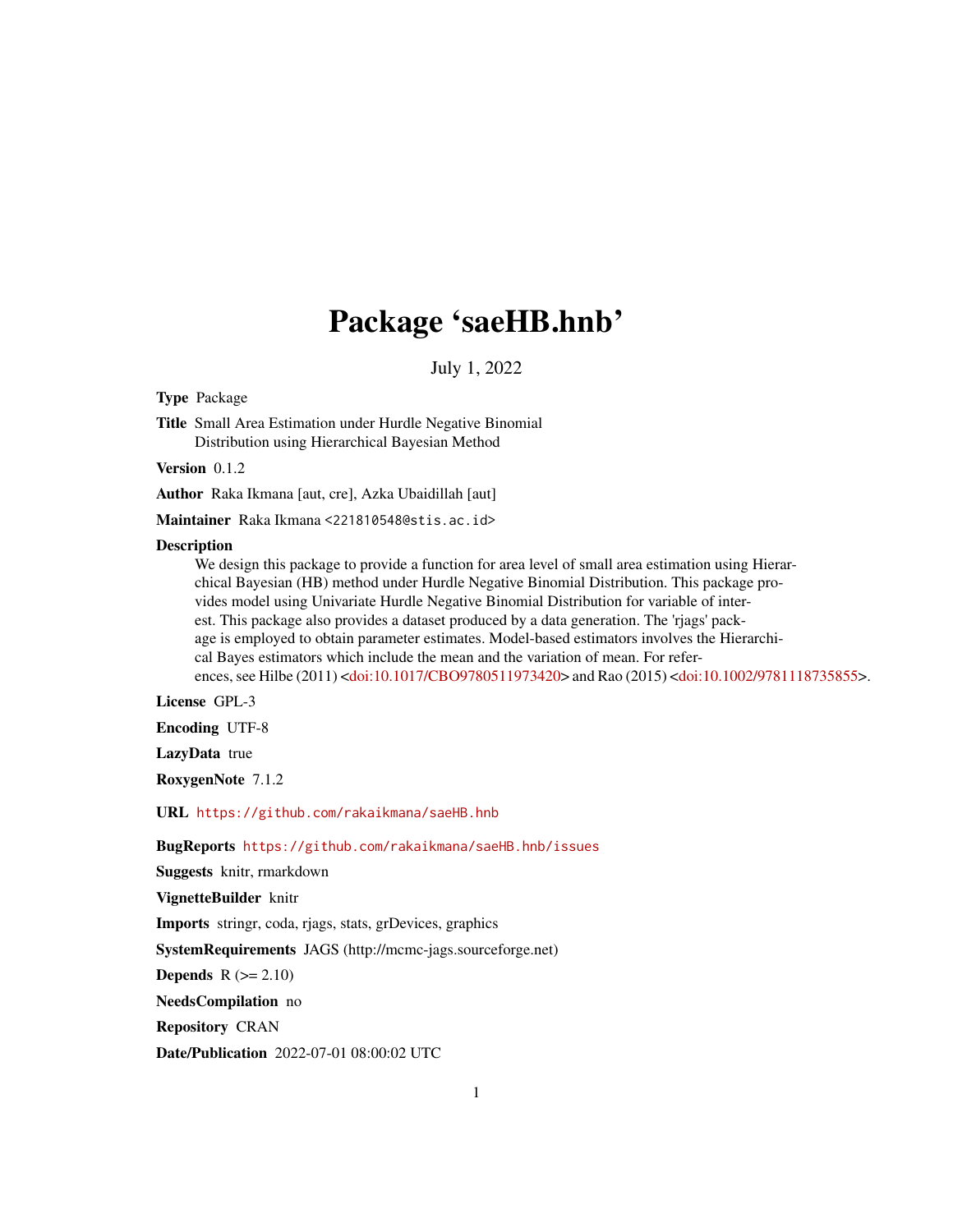# Package 'saeHB.hnb'

July 1, 2022

**Type** Package

**Title** Small Area Estimation under Hurdle Negative Binomial Distribution using Hierarchical Bayesian Method

**Version** 0.1.2

**Author** Raka Ikmana [aut, cre], Azka Ubaidillah [aut]

**Maintainer** Raka Ikmana <221810548@stis.ac.id>

**Description** We design this package to provide a function for area level of small area estimation using Hierarchical Bayesian (HB) method under Hurdle Negative Binomial Distribution. This package provides model using Univariate Hurdle Negative Binomial Distribution for variable of interest. This package also provides a dataset produced by a data generation. The 'rjags' package is employed to obtain parameter estimates. Model-based estimators involves the Hierarchical Bayes estimators which include the mean and the variation of mean. For references, see Hilbe (2011) <doi:10.1017/CBO9780511973420> and Rao (2015) <doi:10.1002/9781118735855>.

**License** GPL-3

**Encoding** UTF-8

**LazyData** true

**RoxygenNote** 7.1.2

**URL** https://github.com/rakaikmana/saeHB.hnb

**BugReports** https://github.com/rakaikmana/saeHB.hnb/issues

**Suggests** knitr, rmarkdown

**VignetteBuilder** knitr

**Imports** stringr, coda, rjags, stats, grDevices, graphics

**SystemRequirements** JAGS (http://mcmc-jags.sourceforge.net)

**Depends** R (>= 2.10)

**NeedsCompilation** no

**Repository** CRAN

**Date/Publication** 2022-07-01 08:00:02 UTC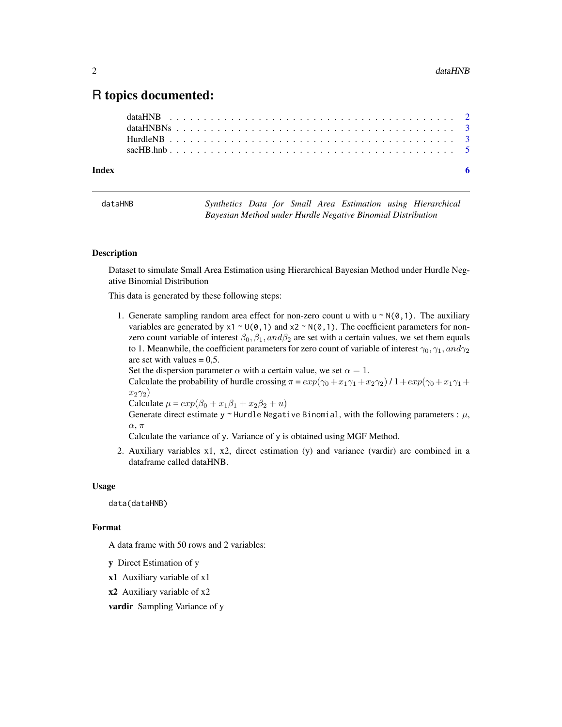# R topics documented:

- dataHNB . . . . . . . . . . . . . . . . . . . . . . . . . . . . . . . . . . . . . . . . 2
- dataHNBNs . . . . . . . . . . . . . . . . . . . . . . . . . . . . . . . . . . . . . . . 3
- HurdleNB . . . . . . . . . . . . . . . . . . . . . . . . . . . . . . . . . . . . . . . . 3
- saeHB.hnb . . . . . . . . . . . . . . . . . . . . . . . . . . . . . . . . . . . . . . . 5

**Index** 6

---

## dataHNB — *Synthetics Data for Small Area Estimation using Hierarchical Bayesian Method under Hurdle Negative Binomial Distribution*

### Description

Dataset to simulate Small Area Estimation using Hierarchical Bayesian Method under Hurdle Negative Binomial Distribution

This data is generated by these following steps:

1. Generate sampling random area effect for non-zero count `u` with `u ~ N(0,1)`. The auxiliary variables are generated by `x1 ~ U(0,1)` and `x2 ~ N(0,1)`. The coefficient parameters for non-zero count variable of interest $\beta_0, \beta_1, and \beta_2$ are set with a certain values, we set them equals to 1. Meanwhile, the coefficient parameters for zero count of variable of interest $\gamma_0, \gamma_1, and \gamma_2$ are set with values = 0,5.
   Set the dispersion parameter $\alpha$ with a certain value, we set $\alpha = 1$.
   Calculate the probability of hurdle crossing $\pi = exp(\gamma_0 + x_1\gamma_1 + x_2\gamma_2)$ / $1 + exp(\gamma_0 + x_1\gamma_1 + x_2\gamma_2)$
   Calculate $\mu = exp(\beta_0 + x_1\beta_1 + x_2\beta_2 + u)$
   Generate direct estimate `y ~ Hurdle Negative Binomial`, with the following parameters : $\mu$, $\alpha$, $\pi$
   Calculate the variance of `y`. Variance of `y` is obtained using MGF Method.
2. Auxiliary variables x1, x2, direct estimation (y) and variance (vardir) are combined in a dataframe called dataHNB.

### Usage

```
data(dataHNB)
```

### Format

A data frame with 50 rows and 2 variables:

**y** Direct Estimation of y

**x1** Auxiliary variable of x1

**x2** Auxiliary variable of x2

**vardir** Sampling Variance of y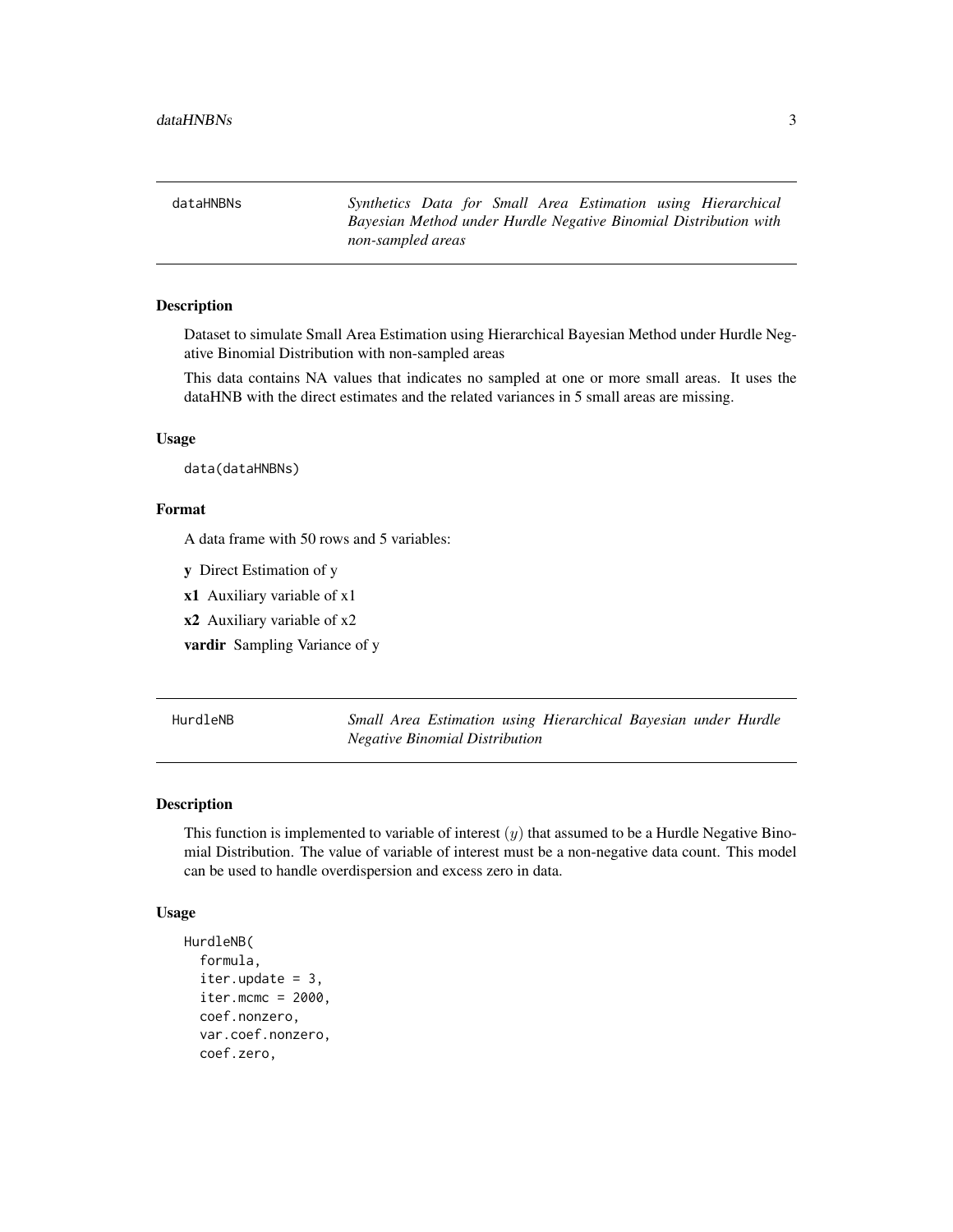## dataHNBNs

*Synthetics Data for Small Area Estimation using Hierarchical Bayesian Method under Hurdle Negative Binomial Distribution with non-sampled areas*

### Description

Dataset to simulate Small Area Estimation using Hierarchical Bayesian Method under Hurdle Negative Binomial Distribution with non-sampled areas

This data contains NA values that indicates no sampled at one or more small areas. It uses the dataHNB with the direct estimates and the related variances in 5 small areas are missing.

### Usage

```
data(dataHNBNs)
```

### Format

A data frame with 50 rows and 5 variables:

**y** Direct Estimation of y

**x1** Auxiliary variable of x1

**x2** Auxiliary variable of x2

**vardir** Sampling Variance of y

## HurdleNB

*Small Area Estimation using Hierarchical Bayesian under Hurdle Negative Binomial Distribution*

### Description

This function is implemented to variable of interest $(y)$ that assumed to be a Hurdle Negative Binomial Distribution. The value of variable of interest must be a non-negative data count. This model can be used to handle overdispersion and excess zero in data.

### Usage

```
HurdleNB(
  formula,
  iter.update = 3,
  iter.mcmc = 2000,
  coef.nonzero,
  var.coef.nonzero,
  coef.zero,
```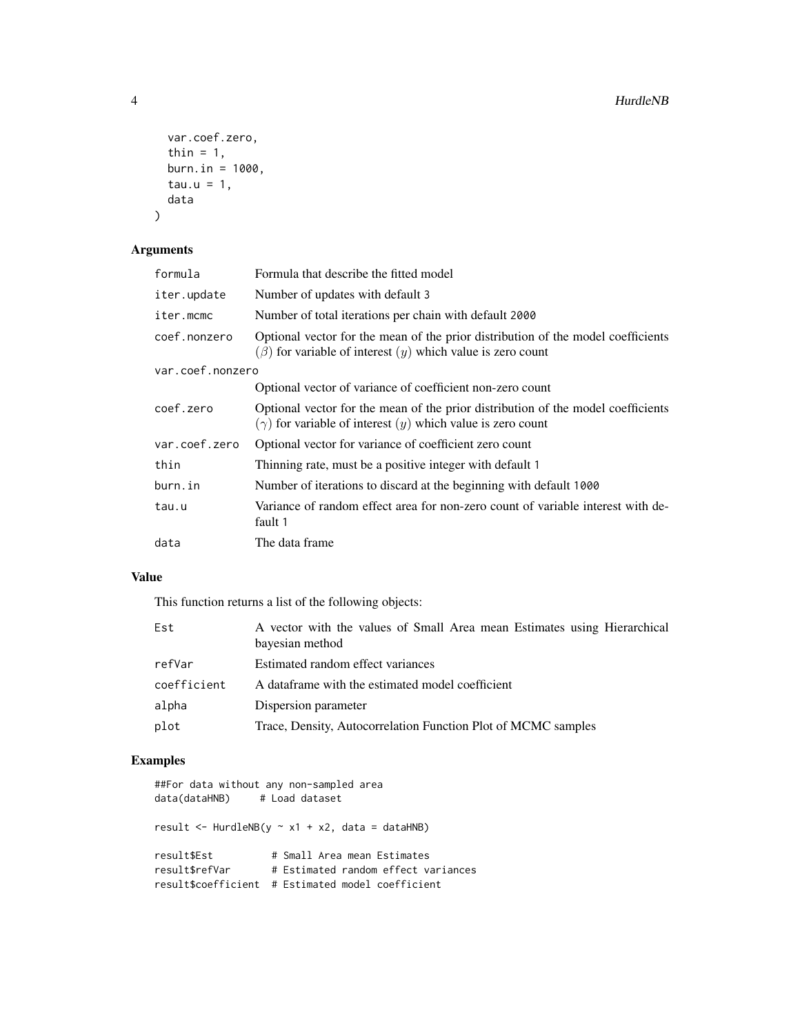```
  var.coef.zero,
  thin = 1,
  burn.in = 1000,
  tau.u = 1,
  data
)
```

## Arguments

| | |
|---|---|
| formula | Formula that describe the fitted model |
| iter.update | Number of updates with default 3 |
| iter.mcmc | Number of total iterations per chain with default 2000 |
| coef.nonzero | Optional vector for the mean of the prior distribution of the model coefficients ($\beta$) for variable of interest ($y$) which value is zero count |
| var.coef.nonzero | Optional vector of variance of coefficient non-zero count |
| coef.zero | Optional vector for the mean of the prior distribution of the model coefficients ($\gamma$) for variable of interest ($y$) which value is zero count |
| var.coef.zero | Optional vector for variance of coefficient zero count |
| thin | Thinning rate, must be a positive integer with default 1 |
| burn.in | Number of iterations to discard at the beginning with default 1000 |
| tau.u | Variance of random effect area for non-zero count of variable interest with default 1 |
| data | The data frame |

## Value

This function returns a list of the following objects:

| | |
|---|---|
| Est | A vector with the values of Small Area mean Estimates using Hierarchical bayesian method |
| refVar | Estimated random effect variances |
| coefficient | A dataframe with the estimated model coefficient |
| alpha | Dispersion parameter |
| plot | Trace, Density, Autocorrelation Function Plot of MCMC samples |

## Examples

```
##For data without any non-sampled area
data(dataHNB)     # Load dataset

result <- HurdleNB(y ~ x1 + x2, data = dataHNB)

result$Est          # Small Area mean Estimates
result$refVar       # Estimated random effect variances
result$coefficient  # Estimated model coefficient
```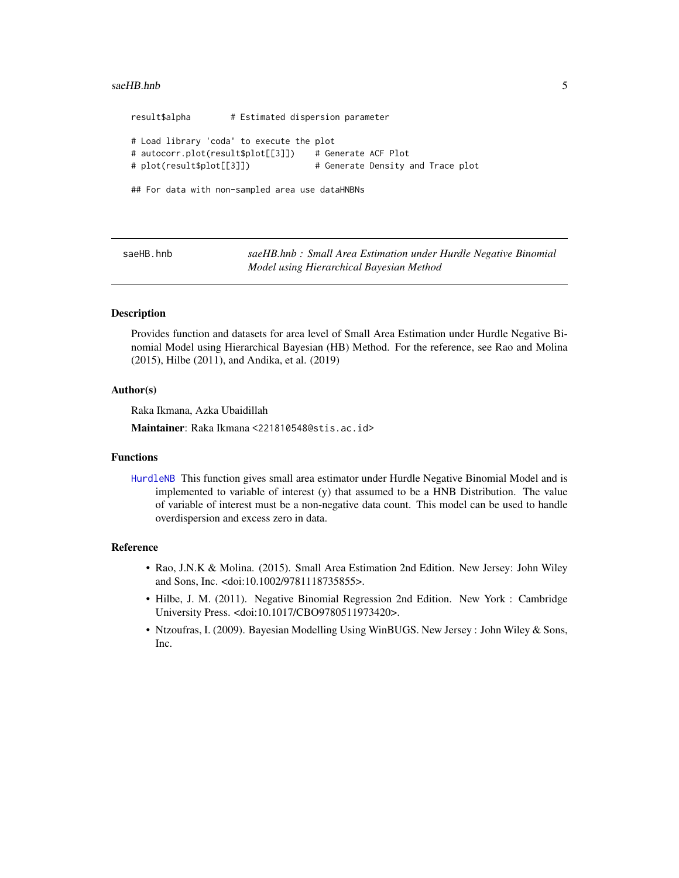```
result$alpha        # Estimated dispersion parameter

# Load library 'coda' to execute the plot
# autocorr.plot(result$plot[[3]])    # Generate ACF Plot
# plot(result$plot[[3]])             # Generate Density and Trace plot

## For data with non-sampled area use dataHNBNs
```

---

`saeHB.hnb` *saeHB.hnb : Small Area Estimation under Hurdle Negative Binomial Model using Hierarchical Bayesian Method*

---

## Description

Provides function and datasets for area level of Small Area Estimation under Hurdle Negative Binomial Model using Hierarchical Bayesian (HB) Method. For the reference, see Rao and Molina (2015), Hilbe (2011), and Andika, et al. (2019)

## Author(s)

Raka Ikmana, Azka Ubaidillah

**Maintainer**: Raka Ikmana <221810548@stis.ac.id>

## Functions

`HurdleNB` This function gives small area estimator under Hurdle Negative Binomial Model and is implemented to variable of interest (y) that assumed to be a HNB Distribution. The value of variable of interest must be a non-negative data count. This model can be used to handle overdispersion and excess zero in data.

## Reference

- Rao, J.N.K & Molina. (2015). Small Area Estimation 2nd Edition. New Jersey: John Wiley and Sons, Inc. <doi:10.1002/9781118735855>.
- Hilbe, J. M. (2011). Negative Binomial Regression 2nd Edition. New York : Cambridge University Press. <doi:10.1017/CBO9780511973420>.
- Ntzoufras, I. (2009). Bayesian Modelling Using WinBUGS. New Jersey : John Wiley & Sons, Inc.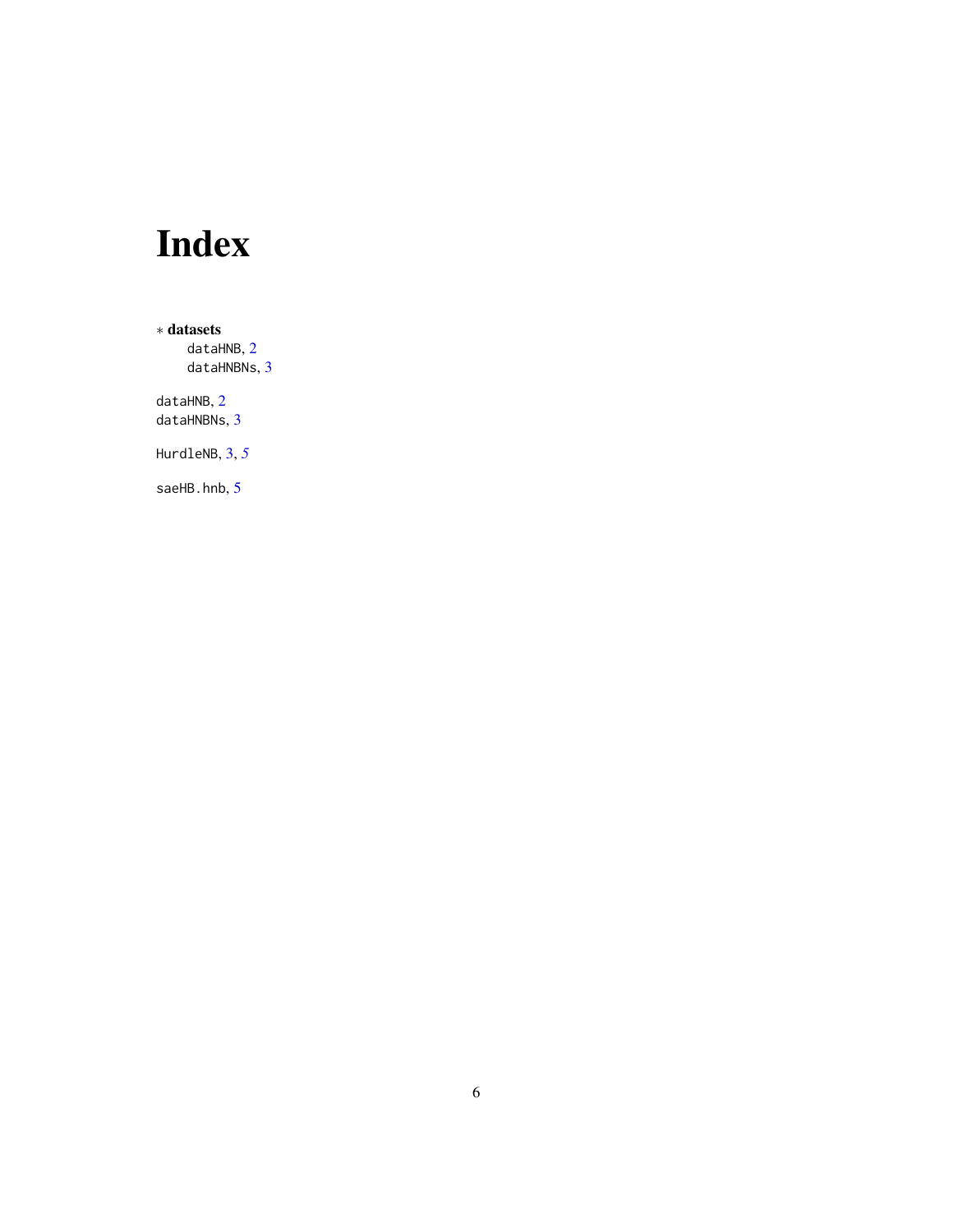# Index

∗ **datasets**
- dataHNB, 2
- dataHNBNs, 3

dataHNB, 2
dataHNBNs, 3

HurdleNB, 3, *5*

saeHB.hnb, 5